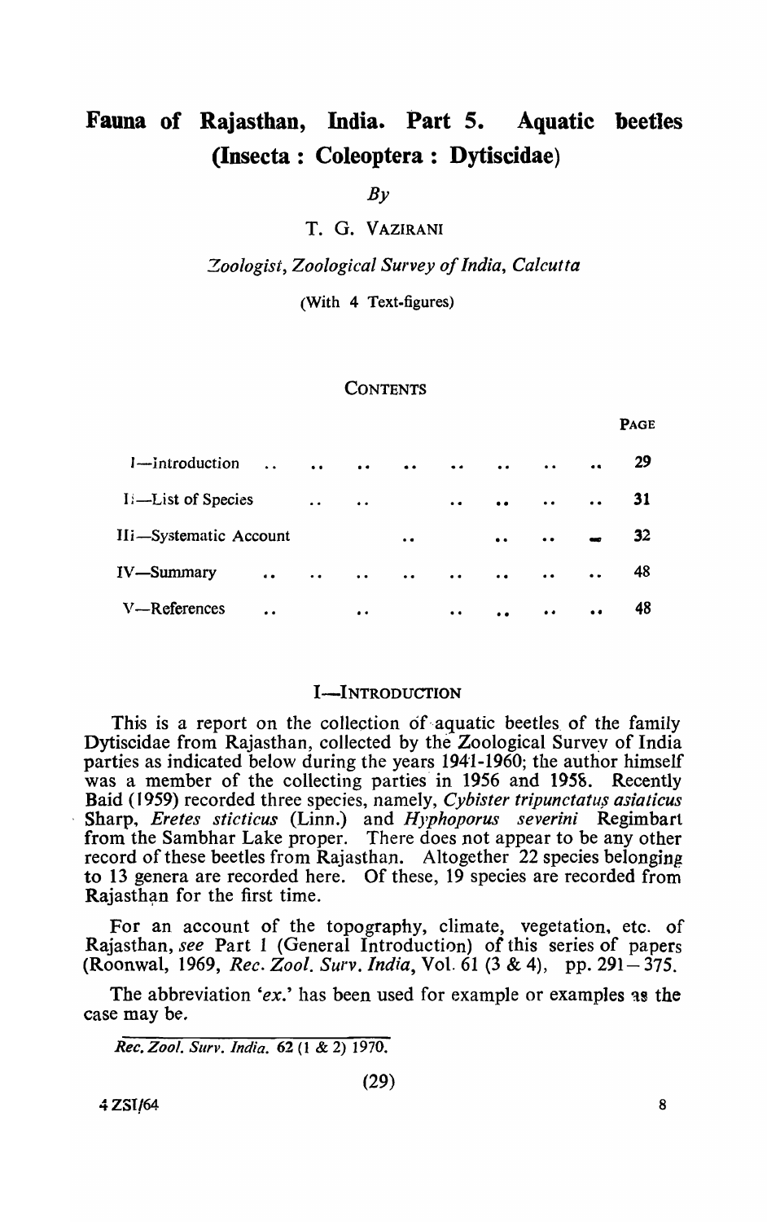# Fauna of Rajasthan, India. Part 5. Aquatic beetles (Insecta : Coleoptera : Dytiscidae)

*By*

T. G. VAZIRANI

*Zoologist, Zoological Survey of India, Calcutta*

(With 4 Text-figures)

## CONTENTS

| | PAGE |
|---|---|
| I—Introduction | 29 |
| II—List of Species | 31 |
| III—Systematic Account | 32 |
| IV—Summary | 48 |
| V—References | 48 |

## I—INTRODUCTION

This is a report on the collection of aquatic beetles of the family Dytiscidae from Rajasthan, collected by the Zoological Survey of India parties as indicated below during the years 1941-1960; the author himself was a member of the collecting parties in 1956 and 1958. Recently Baid (1959) recorded three species, namely, *Cybister tripunctatus asiaticus* Sharp, *Eretes sticticus* (Linn.) and *Hyphoporus severini* Regimbart from the Sambhar Lake proper. There does not appear to be any other record of these beetles from Rajasthan. Altogether 22 species belonging to 13 genera are recorded here. Of these, 19 species are recorded from Rajasthan for the first time.

For an account of the topography, climate, vegetation, etc. of Rajasthan, *see* Part 1 (General Introduction) of this series of papers (Roonwal, 1969, *Rec. Zool. Surv. India*, Vol. 61 (3 & 4), pp. 291—375.

The abbreviation '*ex.*' has been used for example or examples as the case may be.

*Rec. Zool. Surv. India.* 62 (1 & 2) 1970.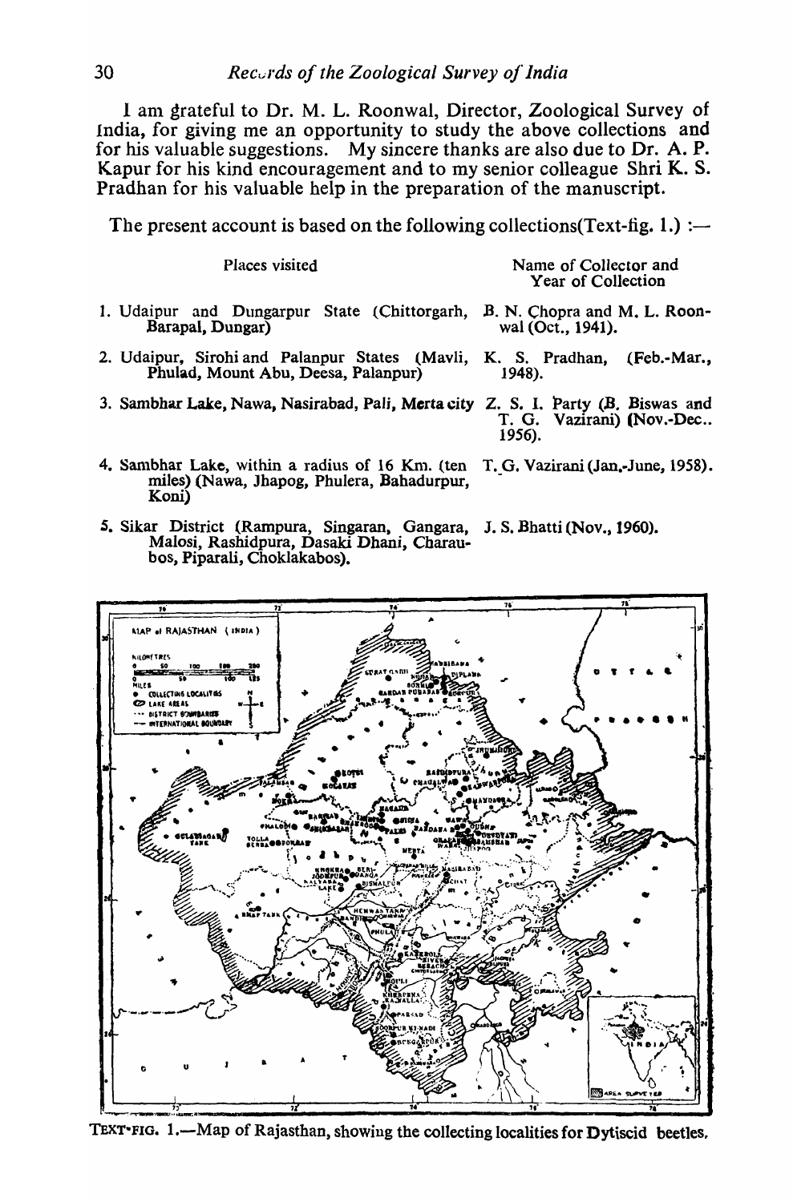I am grateful to Dr. M. L. Roonwal, Director, Zoological Survey of India, for giving me an opportunity to study the above collections and for his valuable suggestions. My sincere thanks are also due to Dr. A. P. Kapur for his kind encouragement and to my senior colleague Shri K. S. Pradhan for his valuable help in the preparation of the manuscript.

The present account is based on the following collections(Text-fig. 1.) :—

| Places visited | Name of Collector and Year of Collection |
|---|---|
| 1. Udaipur and Dungarpur State (Chittorgarh, Barapal, Dungar) | B. N. Chopra and M. L. Roonwal (Oct., 1941). |
| 2. Udaipur, Sirohi and Palanpur States (Mavli, Phulad, Mount Abu, Deesa, Palanpur) | K. S. Pradhan, (Feb.-Mar., 1948). |
| 3. Sambhar Lake, Nawa, Nasirabad, Pali, Merta city | Z. S. I. Party (B. Biswas and T. G. Vazirani) (Nov.-Dec.. 1956). |
| 4. Sambhar Lake, within a radius of 16 Km. (ten miles) (Nawa, Jhapog, Phulera, Bahadurpur, Koni) | T. G. Vazirani (Jan.-June, 1958). |
| 5. Sikar District (Rampura, Singaran, Gangara, Malosi, Rashidpura, Dasaki Dhani, Charaubos, Piparali, Choklakabos). | J. S. Bhatti (Nov., 1960). |

TEXT-FIG. 1.—Map of Rajasthan, showing the collecting localities for Dytiscid beetles.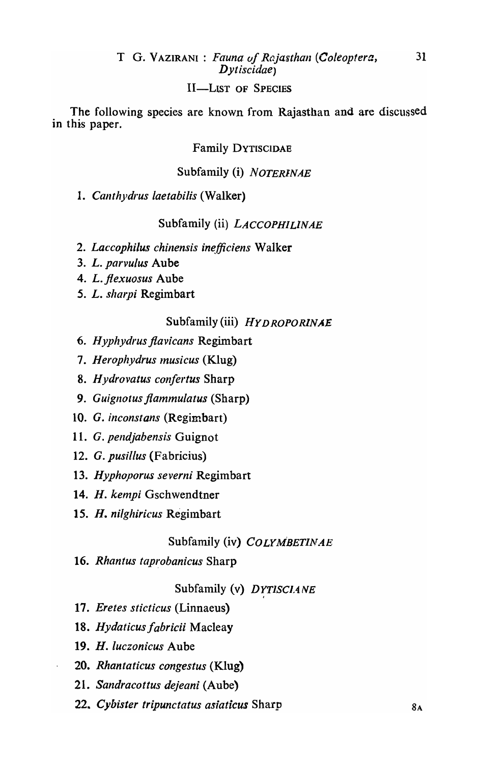## II—LIST OF SPECIES

The following species are known from Rajasthan and are discussed in this paper.

### Family DYTISCIDAE

#### Subfamily (i) *NOTERINAE*

1. *Canthydrus laetabilis* (Walker)

#### Subfamily (ii) *LACCOPHILINAE*

2. *Laccophilus chinensis inefficiens* Walker
3. *L. parvulus* Aube
4. *L. flexuosus* Aube
5. *L. sharpi* Regimbart

#### Subfamily (iii) *HYDROPORINAE*

6. *Hyphydrus flavicans* Regimbart
7. *Herophydrus musicus* (Klug)
8. *Hydrovatus confertus* Sharp
9. *Guignotus flammulatus* (Sharp)
10. *G. inconstans* (Regimbart)
11. *G. pendjabensis* Guignot
12. *G. pusillus* (Fabricius)
13. *Hyphoporus severni* Regimbart
14. *H. kempi* Gschwendtner
15. *H. nilghiricus* Regimbart

#### Subfamily (iv) *COLYMBETINAE*

16. *Rhantus taprobanicus* Sharp

#### Subfamily (v) *DYTISCIANE*

17. *Eretes sticticus* (Linnaeus)
18. *Hydaticus fabricii* Macleay
19. *H. luczonicus* Aube
20. *Rhantaticus congestus* (Klug)
21. *Sandracottus dejeani* (Aube)
22. *Cybister tripunctatus asiaticus* Sharp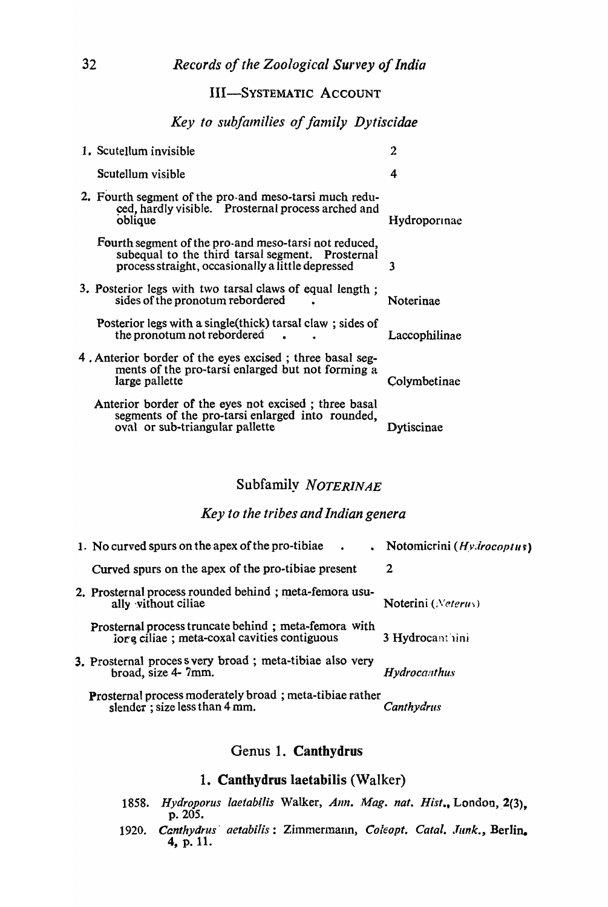## III—SYSTEMATIC ACCOUNT

### *Key to subfamilies of family Dytiscidae*

| | |
|---|---|
| 1. Scutellum invisible | 2 |
| Scutellum visible | 4 |
| 2. Fourth segment of the pro-and meso-tarsi much reduced, hardly visible. Prosternal process arched and oblique | Hydroporinae |
| Fourth segment of the pro-and meso-tarsi not reduced, subequal to the third tarsal segment. Prosternal process straight, occasionally a little depressed | 3 |
| 3. Posterior legs with two tarsal claws of equal length ; sides of the pronotum rebordered . | Noterinae |
| Posterior legs with a single(thick) tarsal claw ; sides of the pronotum not rebordered . . | Laccophilinae |
| 4. Anterior border of the eyes excised ; three basal segments of the pro-tarsi enlarged but not forming a large pallette | Colymbetinae |
| Anterior border of the eyes not excised ; three basal segments of the pro-tarsi enlarged into rounded, oval or sub-triangular pallette | Dytiscinae |

## Subfamily *NOTERINAE*

### *Key to the tribes and Indian genera*

| | |
|---|---|
| 1. No curved spurs on the apex of the pro-tibiae . . | Notomicrini (*Hydrocoptus*) |
| Curved spurs on the apex of the pro-tibiae present | 2 |
| 2. Prosternal process rounded behind ; meta-femora usually without ciliae | Noterini (*Noterus*) |
| Prosternal process truncate behind ; meta-femora with long ciliae ; meta-coxal cavities contiguous | 3 Hydrocanthini |
| 3. Prosternal process very broad ; meta-tibiae also very broad, size 4- 7mm. | *Hydrocanthus* |
| Prosternal process moderately broad ; meta-tibiae rather slender ; size less than 4 mm. | *Canthydrus* |

## Genus 1. **Canthydrus**

### 1. **Canthydrus laetabilis** (Walker)

1858. *Hydroporus laetabilis* Walker, *Ann. Mag. nat. Hist.*, London, 2(3), p. 205.

1920. *Canthydrus aetabilis*: Zimmermann, *Coleopt. Catal. Junk.*, Berlin. 4, p. 11.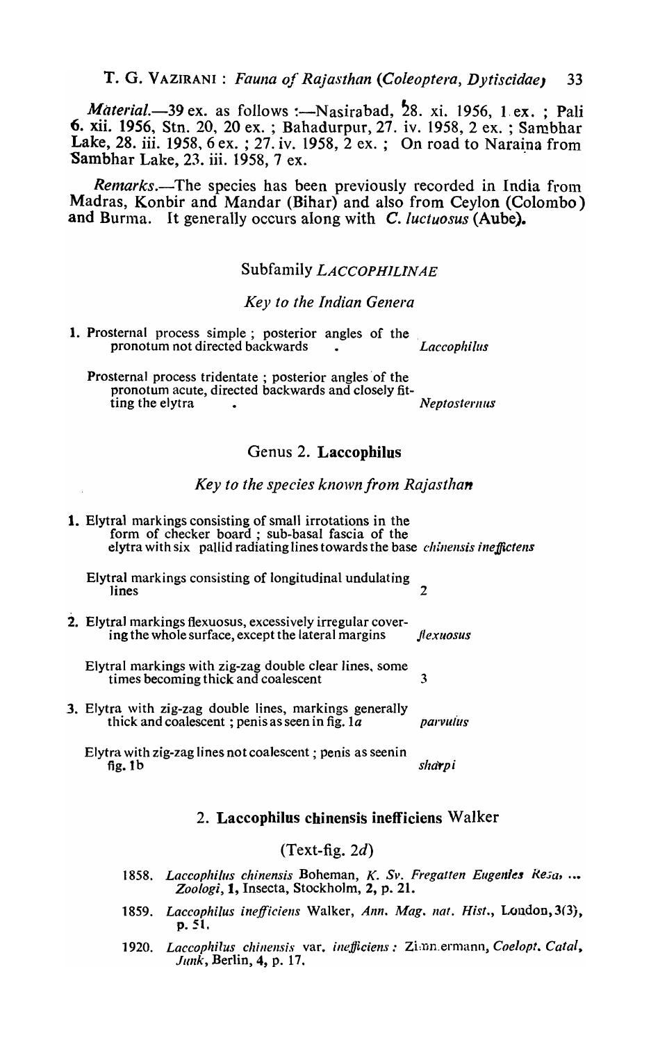*Material*.—39 ex. as follows :—Nasirabad, 28. xi. 1956, 1 ex. ; Pali 6. xii. 1956, Stn. 20, 20 ex. ; Bahadurpur, 27. iv. 1958, 2 ex. ; Sambhar Lake, 28. iii. 1958, 6 ex. ; 27. iv. 1958, 2 ex. ; On road to Naraina from Sambhar Lake, 23. iii. 1958, 7 ex.

*Remarks*.—The species has been previously recorded in India from Madras, Konbir and Mandar (Bihar) and also from Ceylon (Colombo) and Burma. It generally occurs along with *C. luctuosus* (Aube).

## Subfamily *LACCOPHILINAE*

### *Key to the Indian Genera*

| | | |
|---|---|---|
| 1. | Prosternal process simple ; posterior angles of the pronotum not directed backwards . | *Laccophilus* |
| | Prosternal process tridentate ; posterior angles of the pronotum acute, directed backwards and closely fitting the elytra . | *Neptosternus* |

## Genus 2. **Laccophilus**

### *Key to the species known from Rajasthan*

| | | |
|---|---|---|
| 1. | Elytral markings consisting of small irrotations in the form of checker board ; sub-basal fascia of the elytra with six pallid radiating lines towards the base | *chinensis ineffictens* |
| | Elytral markings consisting of longitudinal undulating lines | 2 |
| 2. | Elytral markings flexuosus, excessively irregular covering the whole surface, except the lateral margins | *flexuosus* |
| | Elytral markings with zig-zag double clear lines, some times becoming thick and coalescent | 3 |
| 3. | Elytra with zig-zag double lines, markings generally thick and coalescent ; penis as seen in fig. 1*a* | *parvulus* |
| | Elytra with zig-zag lines not coalescent ; penis as seenin fig. 1b | *sharpi* |

### 2. **Laccophilus chinensis inefficiens** Walker

(Text-fig. 2*d*)

1858. *Laccophilus chinensis* Boheman, *K. Sv. Fregatten Eugenies Resa, ... Zoologi*, **1**, Insecta, Stockholm, **2**, p. 21.

1859. *Laccophilus inefficiens* Walker, *Ann. Mag. nat. Hist.*, London, 3(3), p. 51.

1920. *Laccophilus chinensis* var. *inefficiens* : Zimmermann, *Coelopt. Catal, Junk*, Berlin, **4**, p. 17.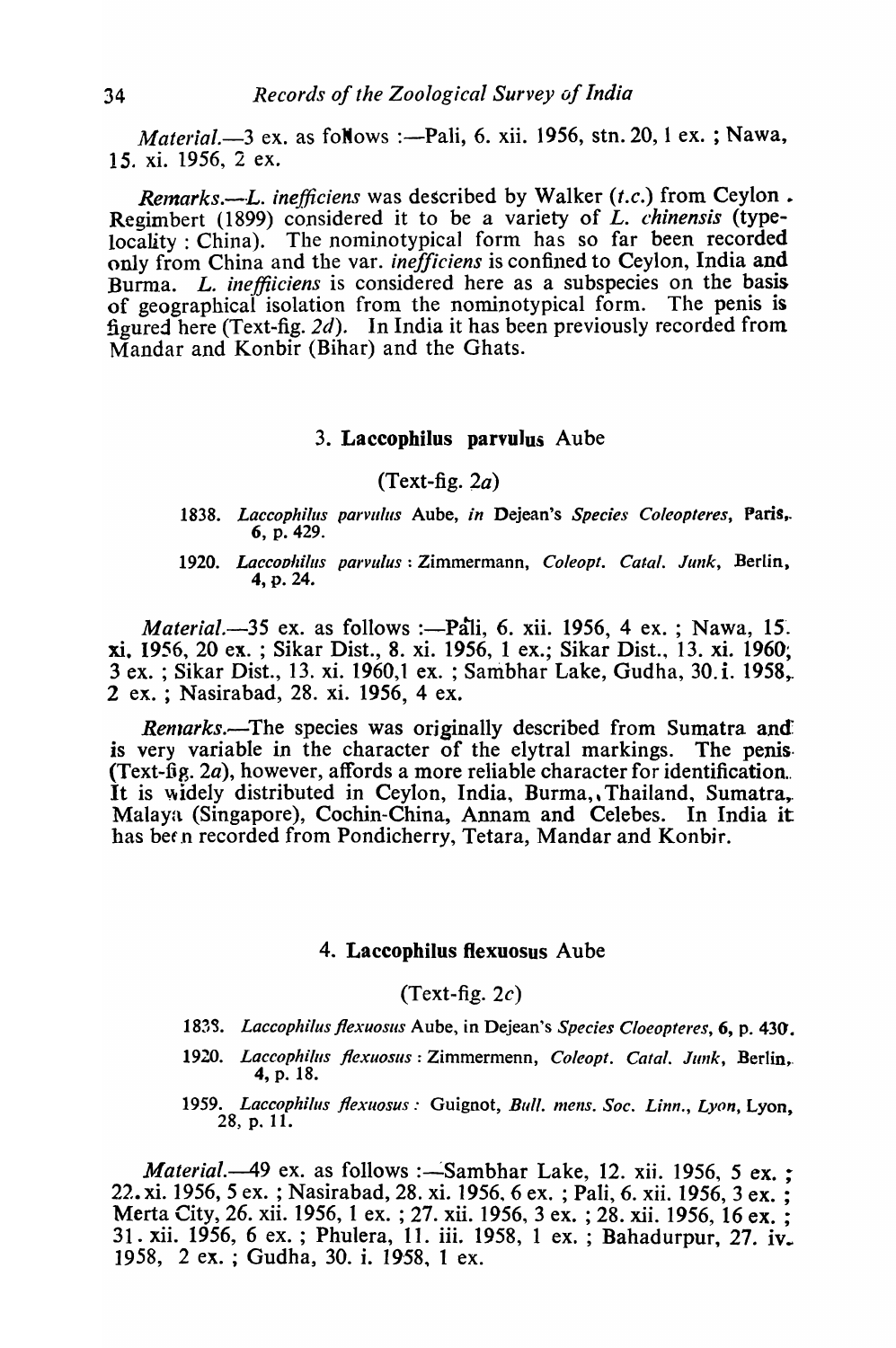*Material.*—3 ex. as follows :—Pali, 6. xii. 1956, stn. 20, 1 ex. ; Nawa, 15. xi. 1956, 2 ex.

*Remarks.*—*L. inefficiens* was described by Walker (*t.c.*) from Ceylon . Regimbert (1899) considered it to be a variety of *L. chinensis* (type-locality : China). The nominotypical form has so far been recorded only from China and the var. *inefficiens* is confined to Ceylon, India and Burma. *L. ineffiiciens* is considered here as a subspecies on the basis of geographical isolation from the nominotypical form. The penis is figured here (Text-fig. 2*d*). In India it has been previously recorded from Mandar and Konbir (Bihar) and the Ghats.

### 3. **Laccophilus parvulus** Aube

(Text-fig. 2*a*)

1838. *Laccophilus parvulus* Aube, *in* Dejean's *Species Coleopteres*, Paris, 6, p. 429.

1920. *Laccophilus parvulus* : Zimmermann, *Coleopt. Catal. Junk*, Berlin, 4, p. 24.

*Material.*—35 ex. as follows :—Pāli, 6. xii. 1956, 4 ex. ; Nawa, 15. xi. 1956, 20 ex. ; Sikar Dist., 8. xi. 1956, 1 ex.; Sikar Dist., 13. xi. 1960; 3 ex. ; Sikar Dist., 13. xi. 1960,1 ex. ; Sambhar Lake, Gudha, 30. i. 1958, 2 ex. ; Nasirabad, 28. xi. 1956, 4 ex.

*Remarks.*—The species was originally described from Sumatra and is very variable in the character of the elytral markings. The penis (Text-fig. 2*a*), however, affords a more reliable character for identification. It is widely distributed in Ceylon, India, Burma, Thailand, Sumatra, Malaya (Singapore), Cochin-China, Annam and Celebes. In India it has been recorded from Pondicherry, Tetara, Mandar and Konbir.

### 4. **Laccophilus flexuosus** Aube

(Text-fig. 2*c*)

1838. *Laccophilus flexuosus* Aube, in Dejean's *Species Cloeopteres*, 6, p. 430.

1920. *Laccophilus flexuosus* : Zimmermenn, *Coleopt. Catal. Junk*, Berlin, 4, p. 18.

1959. *Laccophilus flexuosus* : Guignot, *Bull. mens. Soc. Linn., Lyon*, Lyon, 28, p. 11.

*Material.*—49 ex. as follows :—Sambhar Lake, 12. xii. 1956, 5 ex. ; 22. xi. 1956, 5 ex. ; Nasirabad, 28. xi. 1956, 6 ex. ; Pali, 6. xii. 1956, 3 ex. ; Merta City, 26. xii. 1956, 1 ex. ; 27. xii. 1956, 3 ex. ; 28. xii. 1956, 16 ex. ; 31. xii. 1956, 6 ex. ; Phulera, 11. iii. 1958, 1 ex. ; Bahadurpur, 27. iv. 1958, 2 ex. ; Gudha, 30. i. 1958, 1 ex.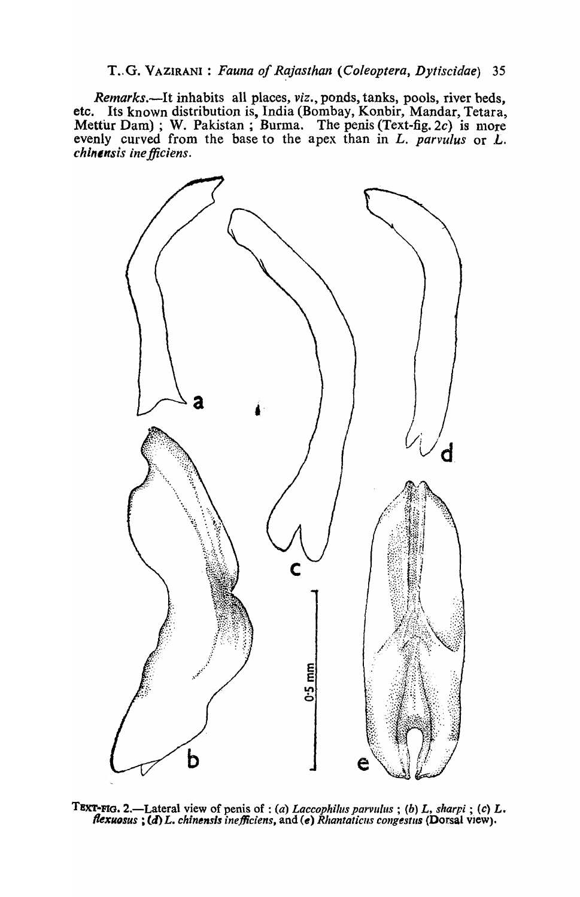*Remarks*.—It inhabits all places, *viz*., ponds, tanks, pools, river beds, etc. Its known distribution is, India (Bombay, Konbir, Mandar, Tetara, Mettur Dam); W. Pakistan; Burma. The penis (Text-fig. 2*c*) is more evenly curved from the base to the apex than in *L. parvulus* or *L. chinensis inefficiens*.

TEXT-FIG. 2.—Lateral view of penis of: (*a*) *Laccophilus parvulus*; (*b*) *L. sharpi*; (*c*) *L. flexuosus*; (*d*) *L. chinensis inefficiens*, and (*e*) *Rhantaticus congestus* (Dorsal view).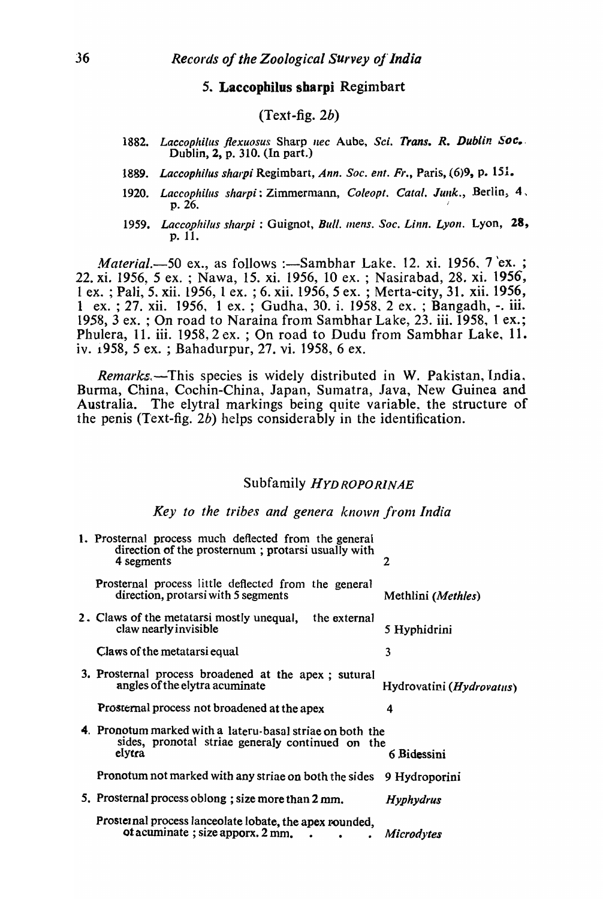### 5. **Laccophilus sharpi** Regimbart

(Text-fig. 2*b*)

1882. *Laccophilus flexuosus* Sharp nec Aube, *Sci. Trans. R. Dublin Soc.* Dublin, **2**, p. 310. (In part.)

1889. *Laccophilus sharpi* Regimbart, *Ann. Soc. ent. Fr.*, Paris, (6)**9**, p. 151.

1920. *Laccophilus sharpi*: Zimmermann, *Coleopt. Catal. Junk.*, Berlin, **4**, p. 26.

1959. *Laccophilus sharpi* : Guignot, *Bull. mens. Soc. Linn. Lyon.* Lyon, **28**, p. 11.

*Material*.—50 ex., as follows :—Sambhar Lake. 12. xi. 1956, 7 ex. ; 22. xi. 1956, 5 ex. ; Nawa, 15. xi. 1956, 10 ex. ; Nasirabad, 28. xi. 1956, 1 ex. ; Pali, 5. xii. 1956, 1 ex. ; 6. xii. 1956, 5 ex. ; Merta-city, 31. xii. 1956, 1 ex. ; 27. xii. 1956, 1 ex. ; Gudha, 30. i. 1958, 2 ex. ; Bangadh, -. iii. 1958, 3 ex. ; On road to Naraina from Sambhar Lake, 23. iii. 1958, 1 ex.; Phulera, 11. iii. 1958, 2 ex. ; On road to Dudu from Sambhar Lake, 11. iv. 1958, 5 ex. ; Bahadurpur, 27. vi. 1958, 6 ex.

*Remarks*.—This species is widely distributed in W. Pakistan, India, Burma, China, Cochin-China, Japan, Sumatra, Java, New Guinea and Australia. The elytral markings being quite variable, the structure of the penis (Text-fig. 2*b*) helps considerably in the identification.

## Subfamily *HYDROPORINAE*

*Key to the tribes and genera known from India*

| | |
|---|---|
| 1. Prosternal process much deflected from the general direction of the prosternum ; protarsi usually with 4 segments | 2 |
| Prosternal process little deflected from the general direction, protarsi with 5 segments | Methlini (*Methles*) |
| 2. Claws of the metatarsi mostly unequal, the external claw nearly invisible | 5 Hyphidrini |
| Claws of the metatarsi equal | 3 |
| 3. Prosternal process broadened at the apex ; sutural angles of the elytra acuminate | Hydrovatini (*Hydrovatus*) |
| Prosternal process not broadened at the apex | 4 |
| 4. Pronotum marked with a lateru-basal striae on both the sides, pronotal striae generaly continued on the elytra | 6 Bidessini |
| Pronotum not marked with any striae on both the sides | 9 Hydroporini |
| 5. Prosternal process oblong ; size more than 2 mm. | *Hyphydrus* |
| Prosternal process lanceolate lobate, the apex rounded, ot acuminate ; size apporx. 2 mm. . . . | *Microdytes* |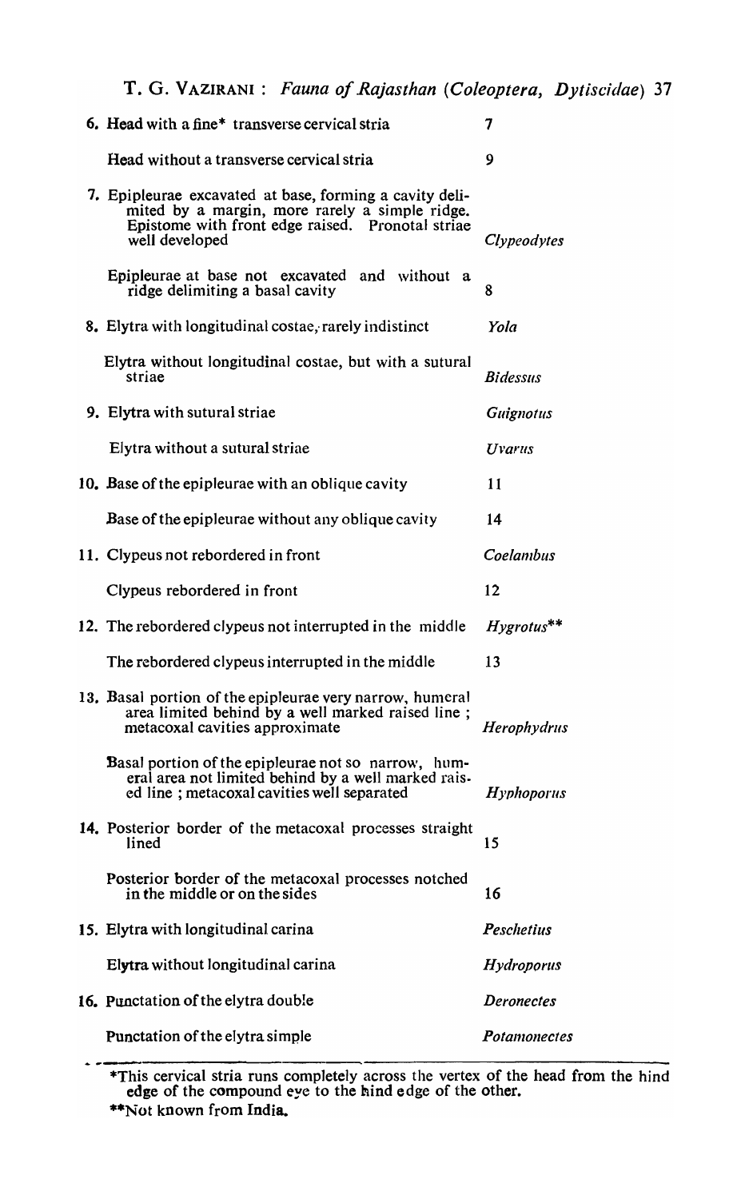| | |
|---|---|
| 6. Head with a fine* transverse cervical stria | 7 |
| Head without a transverse cervical stria | 9 |
| 7. Epipleurae excavated at base, forming a cavity delimited by a margin, more rarely a simple ridge. Epistome with front edge raised. Pronotal striae well developed | *Clypeodytes* |
| Epipleurae at base not excavated and without a ridge delimiting a basal cavity | 8 |
| 8. Elytra with longitudinal costae, rarely indistinct | *Yola* |
| Elytra without longitudinal costae, but with a sutural striae | *Bidessus* |
| 9. Elytra with sutural striae | *Guignotus* |
| Elytra without a sutural striae | *Uvarus* |
| 10. Base of the epipleurae with an oblique cavity | 11 |
| Base of the epipleurae without any oblique cavity | 14 |
| 11. Clypeus not rebordered in front | *Coelambus* |
| Clypeus rebordered in front | 12 |
| 12. The rebordered clypeus not interrupted in the middle | *Hygrotus*** |
| The rebordered clypeus interrupted in the middle | 13 |
| 13. Basal portion of the epipleurae very narrow, humeral area limited behind by a well marked raised line; metacoxal cavities approximate | *Herophydrus* |
| Basal portion of the epipleurae not so narrow, humeral area not limited behind by a well marked raised line; metacoxal cavities well separated | *Hyphoporus* |
| 14. Posterior border of the metacoxal processes straight lined | 15 |
| Posterior border of the metacoxal processes notched in the middle or on the sides | 16 |
| 15. Elytra with longitudinal carina | *Peschetius* |
| Elytra without longitudinal carina | *Hydroporus* |
| 16. Punctation of the elytra double | *Deronectes* |
| Punctation of the elytra simple | *Potamonectes* |

*This cervical stria runs completely across the vertex of the head from the hind edge of the compound eye to the hind edge of the other.

**Not known from India.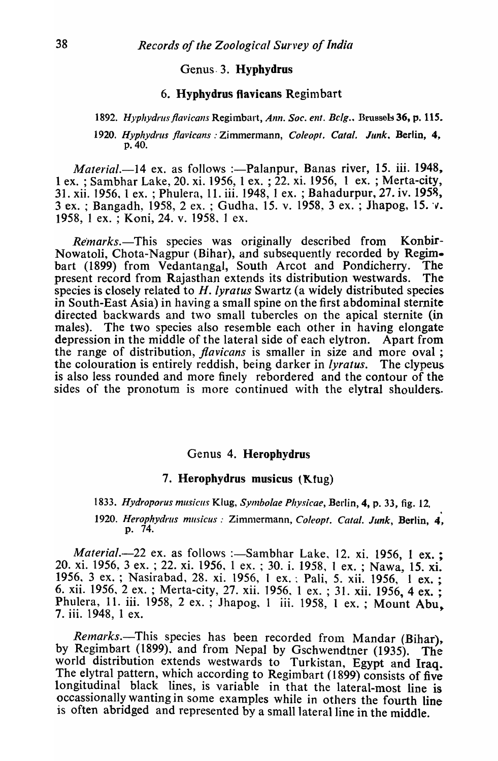## Genus 3. **Hyphydrus**

### 6. **Hyphydrus flavicans** Regimbart

1892. *Hyphydrus flavicans* Regimbart, *Ann. Soc. ent. Belg.*, Brussels **36**, p. 115.

1920. *Hyphydrus flavicans* : Zimmermann, *Coleopt. Catal. Junk*, Berlin, **4**, p. 40.

*Material*.—14 ex. as follows :—Palanpur, Banas river, 15. iii. 1948, 1 ex. ; Sambhar Lake, 20. xi. 1956, 1 ex. ; 22. xi. 1956, 1 ex. ; Merta-city, 31. xii. 1956, 1 ex. ; Phulera, 11. iii. 1948, 1 ex. ; Bahadurpur, 27. iv. 1958, 3 ex. ; Bangadh, 1958, 2 ex. ; Gudha, 15. v. 1958, 3 ex. ; Jhapog, 15. v. 1958, 1 ex. ; Koni, 24. v. 1958, 1 ex.

*Remarks*.—This species was originally described from Konbir-Nowatoli, Chota-Nagpur (Bihar), and subsequently recorded by Regimbart (1899) from Vedantangal, South Arcot and Pondicherry. The present record from Rajasthan extends its distribution westwards. The species is closely related to *H. lyratus* Swartz (a widely distributed species in South-East Asia) in having a small spine on the first abdominal sternite directed backwards and two small tubercles on the apical sternite (in males). The two species also resemble each other in having elongate depression in the middle of the lateral side of each elytron. Apart from the range of distribution, *flavicans* is smaller in size and more oval ; the colouration is entirely reddish, being darker in *lyratus*. The clypeus is also less rounded and more finely rebordered and the contour of the sides of the pronotum is more continued with the elytral shoulders.

## Genus 4. **Herophydrus**

### 7. **Herophydrus musicus** (Klug)

1833. *Hydroporus musicus* Klug, *Symbolae Physicae*, Berlin, **4**, p. 33, fig. 12.

1920. *Herophydrus musicus* : Zimmermann, *Coleopt. Catal. Junk*, Berlin, **4**, p. 74.

*Material*.—22 ex. as follows :—Sambhar Lake, 12. xi. 1956, 1 ex. ; 20. xi. 1956, 3 ex. ; 22. xi. 1956, 1 ex. ; 30. i. 1958, 1 ex. ; Nawa, 15. xi. 1956, 3 ex. ; Nasirabad, 28. xi. 1956, 1 ex. ; Pali, 5. xii. 1956, 1 ex. ; 6. xii. 1956, 2 ex. ; Merta-city, 27. xii. 1956, 1 ex. ; 31. xii. 1956, 4 ex. ; Phulera, 11. iii. 1958, 2 ex. ; Jhapog, 1 iii. 1958, 1 ex. ; Mount Abu, 7. iii. 1948, 1 ex.

*Remarks*.—This species has been recorded from Mandar (Bihar), by Regimbart (1899), and from Nepal by Gschwendtner (1935). The world distribution extends westwards to Turkistan, Egypt and Iraq. The elytral pattern, which according to Regimbart (1899) consists of five longitudinal black lines, is variable in that the lateral-most line is occassionally wanting in some examples while in others the fourth line is often abridged and represented by a small lateral line in the middle.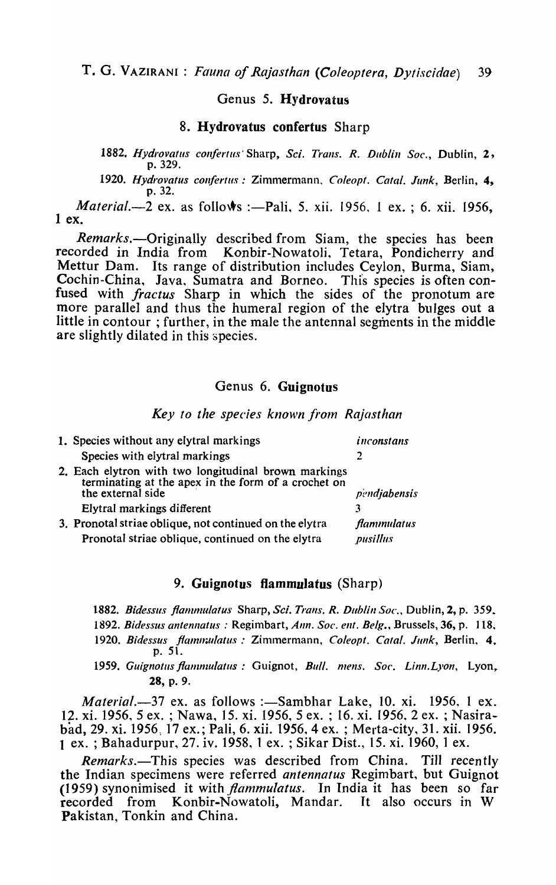## Genus 5. **Hydrovatus**

### 8. **Hydrovatus confertus** Sharp

1882. *Hydrovatus confertus* Sharp, *Sci. Trans. R. Dublin Soc.*, Dublin, **2**, p. 329.

1920. *Hydrovatus confertus* : Zimmermann, *Coleopt. Catal. Junk*, Berlin, **4**, p. 32.

*Material*.—2 ex. as follows :—Pali, 5. xii. 1956, 1 ex. ; 6. xii. 1956, 1 ex.

*Remarks*.—Originally described from Siam, the species has been recorded in India from Konbir-Nowatoli, Tetara, Pondicherry and Mettur Dam. Its range of distribution includes Ceylon, Burma, Siam, Cochin-China, Java, Sumatra and Borneo. This species is often confused with *fractus* Sharp in which the sides of the pronotum are more parallel and thus the humeral region of the elytra bulges out a little in contour ; further, in the male the antennal segments in the middle are slightly dilated in this species.

## Genus 6. **Guignotus**

*Key to the species known from Rajasthan*

| | |
|---|---|
| 1. Species without any elytral markings | *inconstans* |
| Species with elytral markings | 2 |
| 2. Each elytron with two longitudinal brown markings terminating at the apex in the form of a crochet on the external side | *pendjabensis* |
| Elytral markings different | 3 |
| 3. Pronotal striae oblique, not continued on the elytra | *flammulatus* |
| Pronotal striae oblique, continued on the elytra | *pusillus* |

### 9. **Guignotus flammulatus** (Sharp)

1882. *Bidessus flammulatus* Sharp, *Sci. Trans. R. Dublin Soc.*, Dublin, **2**, p. 359.

1892. *Bidessus antennatus* : Regimbart, *Ann. Soc. ent. Belg.*, Brussels, **36**, p. 118.

1920. *Bidessus flammulatus* : Zimmermann, *Coleopt. Catal. Junk*, Berlin, **4**, p. 51.

1959. *Guignotus flammulatus* : Guignot, *Bull. mens. Soc. Linn.Lyon*, Lyon, **28**, p. 9.

*Material*.—37 ex. as follows :—Sambhar Lake, 10. xi. 1956, 1 ex. 12. xi. 1956, 5 ex. ; Nawa, 15. xi. 1956, 5 ex. ; 16. xi. 1956, 2 ex. ; Nasirabad, 29. xi. 1956, 17 ex.; Pali, 6. xii. 1956, 4 ex. ; Merta-city, 31. xii. 1956. 1 ex. ; Bahadurpur, 27. iv. 1958, 1 ex. ; Sikar Dist., 15. xi. 1960, 1 ex.

*Remarks*.—This species was described from China. Till recently the Indian specimens were referred *antennatus* Regimbart, but Guignot (1959) synonimised it with *flammulatus*. In India it has been so far recorded from Konbir-Nowatoli, Mandar. It also occurs in W Pakistan, Tonkin and China.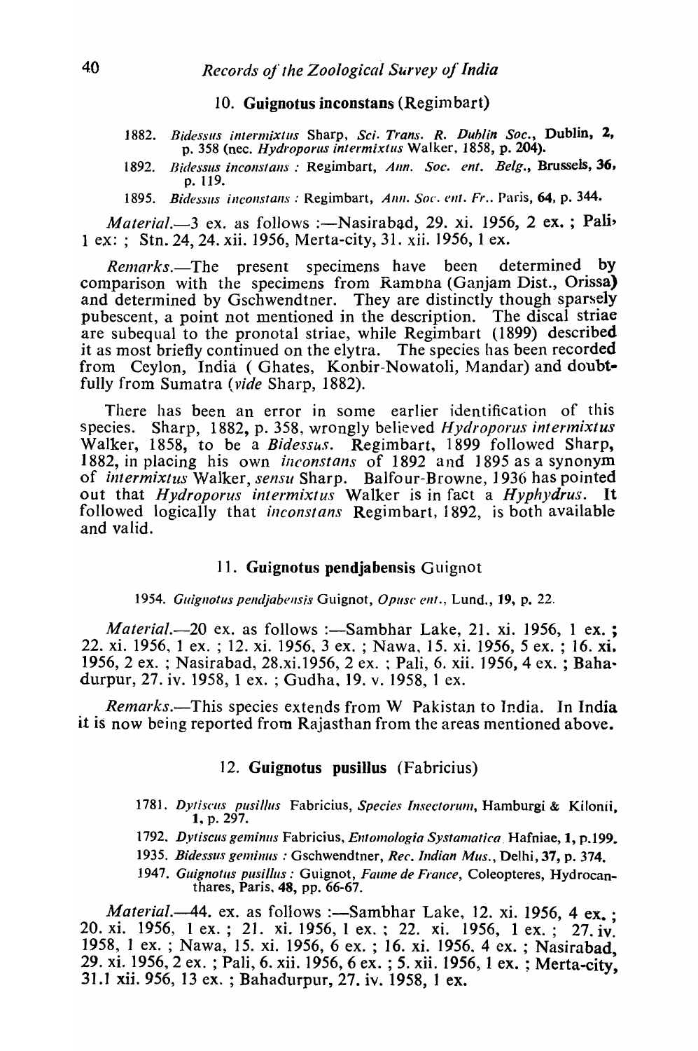### 10. Guignotus inconstans (Regimbart)

1882. *Bidessus intermixtus* Sharp, *Sci. Trans. R. Dublin Soc.*, Dublin, **2**, p. 358 (nec. *Hydroporus intermixtus* Walker, 1858, p. 204).

1892. *Bidessus inconstans* : Regimbart, *Ann. Soc. ent. Belg.*, Brussels, **36**, p. 119.

1895. *Bidessus inconstans* : Regimbart, *Ann. Soc. ent. Fr.*. Paris, **64**, p. 344.

*Material*.—3 ex. as follows :—Nasirabad, 29. xi. 1956, 2 ex. ; Pali, 1 ex: ; Stn. 24, 24. xii. 1956, Merta-city, 31. xii. 1956, 1 ex.

*Remarks*.—The present specimens have been determined by comparison with the specimens from Rambha (Ganjam Dist., Orissa) and determined by Gschwendtner. They are distinctly though sparsely pubescent, a point not mentioned in the description. The discal striae are subequal to the pronotal striae, while Regimbart (1899) described it as most briefly continued on the elytra. The species has been recorded from Ceylon, India ( Ghates, Konbir-Nowatoli, Mandar) and doubtfully from Sumatra (*vide* Sharp, 1882).

There has been an error in some earlier identification of this species. Sharp, 1882, p. 358, wrongly believed *Hydroporus intermixtus* Walker, 1858, to be a *Bidessus*. Regimbart, 1899 followed Sharp, 1882, in placing his own *inconstans* of 1892 and 1895 as a synonym of *intermixtus* Walker, *sensu* Sharp. Balfour-Browne, 1936 has pointed out that *Hydroporus intermixtus* Walker is in fact a *Hyphydrus*. It followed logically that *inconstans* Regimbart, 1892, is both available and valid.

### 11. Guignotus pendjabensis Guignot

1954. *Guignotus pendjabensis* Guignot, *Opusc ent.*, Lund., **19**, p. 22.

*Material*.—20 ex. as follows :—Sambhar Lake, 21. xi. 1956, 1 ex. ; 22. xi. 1956, 1 ex. ; 12. xi. 1956, 3 ex. ; Nawa, 15. xi. 1956, 5 ex. ; 16. xi. 1956, 2 ex. ; Nasirabad, 28.xi.1956, 2 ex. ; Pali, 6. xii. 1956, 4 ex. ; Bahadurpur, 27. iv. 1958, 1 ex. ; Gudha, 19. v. 1958, 1 ex.

*Remarks*.—This species extends from W Pakistan to India. In India it is now being reported from Rajasthan from the areas mentioned above.

### 12. Guignotus pusillus (Fabricius)

1781. *Dytiscus pusillus* Fabricius, *Species Insectorum*, Hamburgi & Kilonii, **1**, p. 297.

1792. *Dytiscus geminus* Fabricius, *Entomologia Systamatica*. Hafniae, **1**, p.199.

1935. *Bidessus geminus* : Gschwendtner, *Rec. Indian Mus.*, Delhi, **37**, p. 374.

1947. *Guignotus pusillus* : Guignot, *Faune de France*, Coleopteres, Hydrocanthares, Paris, **48**, pp. 66-67.

*Material*.—44. ex. as follows :—Sambhar Lake, 12. xi. 1956, 4 ex. ; 20. xi. 1956, 1 ex. ; 21. xi. 1956, 1 ex. ; 22. xi. 1956, 1 ex. ; 27. iv. 1958, 1 ex. ; Nawa, 15. xi. 1956, 6 ex. ; 16. xi. 1956, 4 ex. ; Nasirabad, 29. xi. 1956, 2 ex. ; Pali, 6. xii. 1956, 6 ex. ; 5. xii. 1956, 1 ex. ; Merta-city, 31.1 xii. 956, 13 ex. ; Bahadurpur, 27. iv. 1958, 1 ex.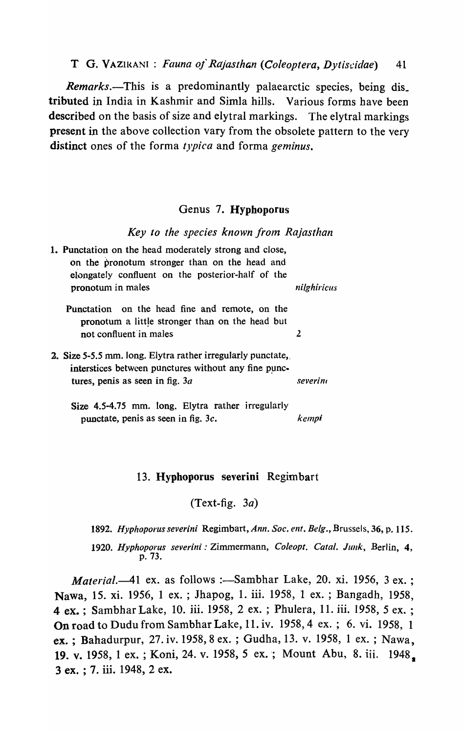*Remarks*.—This is a predominantly palaearctic species, being distributed in India in Kashmir and Simla hills. Various forms have been described on the basis of size and elytral markings. The elytral markings present in the above collection vary from the obsolete pattern to the very distinct ones of the forma *typica* and forma *geminus*.

## Genus 7. **Hyphoporus**

### *Key to the species known from Rajasthan*

| | |
|---|---|
| 1. Punctation on the head moderately strong and close, on the pronotum stronger than on the head and elongately confluent on the posterior-half of the pronotum in males | *nilghiricus* |
| Punctation on the head fine and remote, on the pronotum a little stronger than on the head but not confluent in males | 2 |
| 2. Size 5-5.5 mm. long. Elytra rather irregularly punctate, interstices between punctures without any fine punctures, penis as seen in fig. 3*a* | *severini* |
| Size 4.5-4.75 mm. long. Elytra rather irregularly punctate, penis as seen in fig. 3*c*. | *kempi* |

### 13. **Hyphoporus severini** Regimbart

(Text-fig. 3*a*)

1892. *Hyphoporus severini* Regimbart, *Ann. Soc. ent. Belg.*, Brussels, **36**, p. 115.

1920. *Hyphoporus severini* : Zimmermann, *Coleopt. Catal. Junk*, Berlin, **4**, p. 73.

*Material*.—41 ex. as follows :—Sambhar Lake, 20. xi. 1956, 3 ex. ; Nawa, 15. xi. 1956, 1 ex. ; Jhapog, 1. iii. 1958, 1 ex. ; Bangadh, 1958, 4 ex. ; Sambhar Lake, 10. iii. 1958, 2 ex. ; Phulera, 11. iii. 1958, 5 ex. ; On road to Dudu from Sambhar Lake, 11. iv. 1958, 4 ex. ; 6. vi. 1958, 1 ex. ; Bahadurpur, 27. iv. 1958, 8 ex. ; Gudha, 13. v. 1958, 1 ex. ; Nawa, 19. v. 1958, 1 ex. ; Koni, 24. v. 1958, 5 ex. ; Mount Abu, 8. iii. 1948, 3 ex. ; 7. iii. 1948, 2 ex.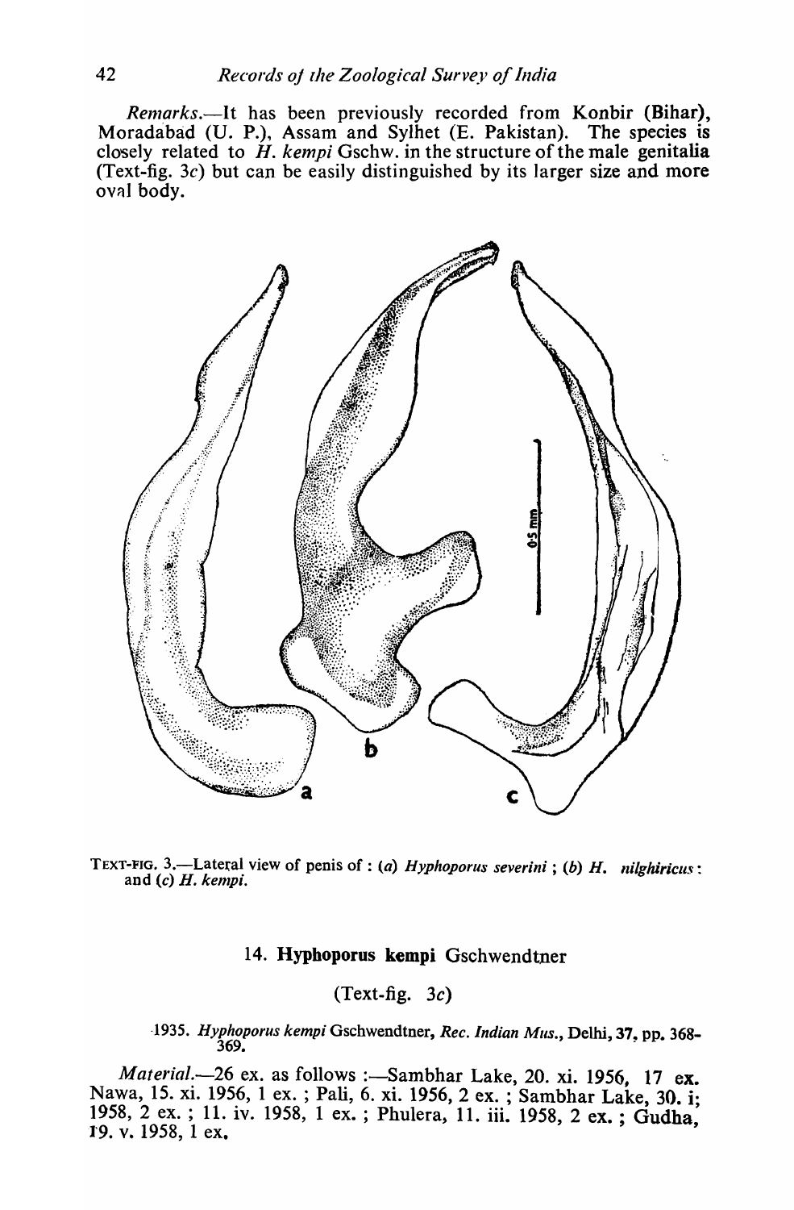*Remarks.*—It has been previously recorded from Konbir (Bihar), Moradabad (U. P.), Assam and Sylhet (E. Pakistan). The species is closely related to *H. kempi* Gschw. in the structure of the male genitalia (Text-fig. 3*c*) but can be easily distinguished by its larger size and more oval body.

TEXT-FIG. 3.—Lateral view of penis of : (*a*) *Hyphoporus severini* ; (*b*) *H. nilghiricus* : and (*c*) *H. kempi.*

### 14. **Hyphoporus kempi** Gschwendtner

(Text-fig. 3*c*)

1935. *Hyphoporus kempi* Gschwendtner, *Rec. Indian Mus.*, Delhi, 37, pp. 368-369.

*Material.*—26 ex. as follows :—Sambhar Lake, 20. xi. 1956, 17 ex. Nawa, 15. xi. 1956, 1 ex. ; Pali, 6. xi. 1956, 2 ex. ; Sambhar Lake, 30. i; 1958, 2 ex. ; 11. iv. 1958, 1 ex. ; Phulera, 11. iii. 1958, 2 ex. ; Gudha, 19. v. 1958, 1 ex.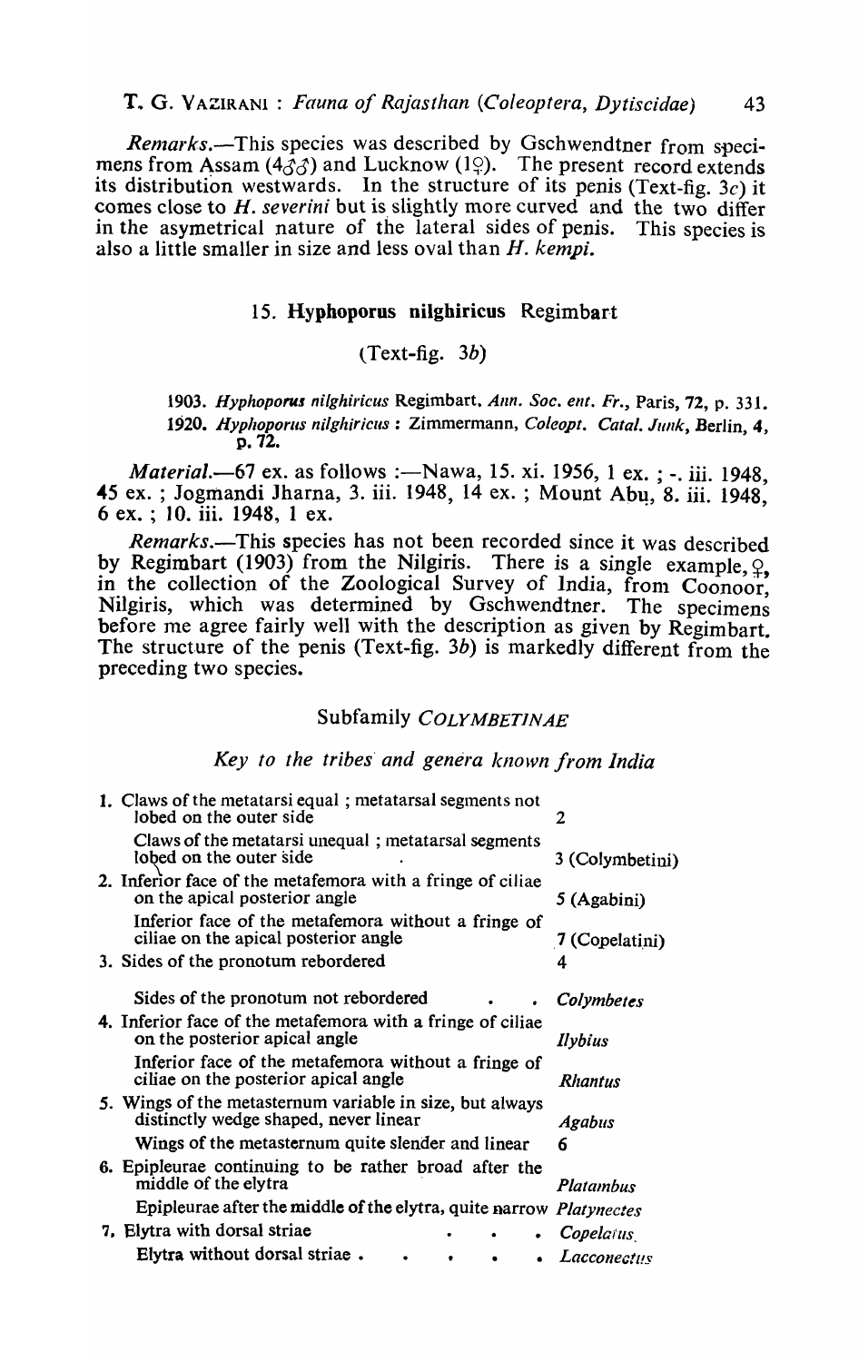*Remarks*.—This species was described by Gschwendtner from specimens from Assam (4♂♂) and Lucknow (1♀). The present record extends its distribution westwards. In the structure of its penis (Text-fig. 3*c*) it comes close to *H. severini* but is slightly more curved and the two differ in the asymetrical nature of the lateral sides of penis. This species is also a little smaller in size and less oval than *H. kempi*.

### 15. **Hyphoporus nilghiricus** Regimbart

(Text-fig. 3*b*)

1903. *Hyphoporus nilghiricus* Regimbart, *Ann. Soc. ent. Fr.*, Paris, 72, p. 331.
1920. *Hyphoporus nilghiricus* : Zimmermann, *Coleopt. Catal. Junk*, Berlin, 4, p. 72.

*Material*.—67 ex. as follows :—Nawa, 15. xi. 1956, 1 ex. ; -. iii. 1948, 45 ex. ; Jogmandi Jharna, 3. iii. 1948, 14 ex. ; Mount Abu, 8. iii. 1948, 6 ex. ; 10. iii. 1948, 1 ex.

*Remarks*.—This species has not been recorded since it was described by Regimbart (1903) from the Nilgiris. There is a single example, ♀, in the collection of the Zoological Survey of India, from Coonoor, Nilgiris, which was determined by Gschwendtner. The specimens before me agree fairly well with the description as given by Regimbart. The structure of the penis (Text-fig. 3*b*) is markedly different from the preceding two species.

## Subfamily *COLYMBETINAE*

### *Key to the tribes and genera known from India*

| | |
|---|---|
| 1. Claws of the metatarsi equal ; metatarsal segments not lobed on the outer side | 2 |
| Claws of the metatarsi unequal ; metatarsal segments lobed on the outer side | 3 (Colymbetini) |
| 2. Inferior face of the metafemora with a fringe of ciliae on the apical posterior angle | 5 (Agabini) |
| Inferior face of the metafemora without a fringe of ciliae on the apical posterior angle | 7 (Copelatini) |
| 3. Sides of the pronotum rebordered | 4 |
| Sides of the pronotum not rebordered | *Colymbetes* |
| 4. Inferior face of the metafemora with a fringe of ciliae on the posterior apical angle | *Ilybius* |
| Inferior face of the metafemora without a fringe of ciliae on the posterior apical angle | *Rhantus* |
| 5. Wings of the metasternum variable in size, but always distinctly wedge shaped, never linear | *Agabus* |
| Wings of the metasternum quite slender and linear | 6 |
| 6. Epipleurae continuing to be rather broad after the middle of the elytra | *Platambus* |
| Epipleurae after the middle of the elytra, quite narrow | *Platynectes* |
| 7. Elytra with dorsal striae | *Copelatus* |
| Elytra without dorsal striae . | *Lacconectus* |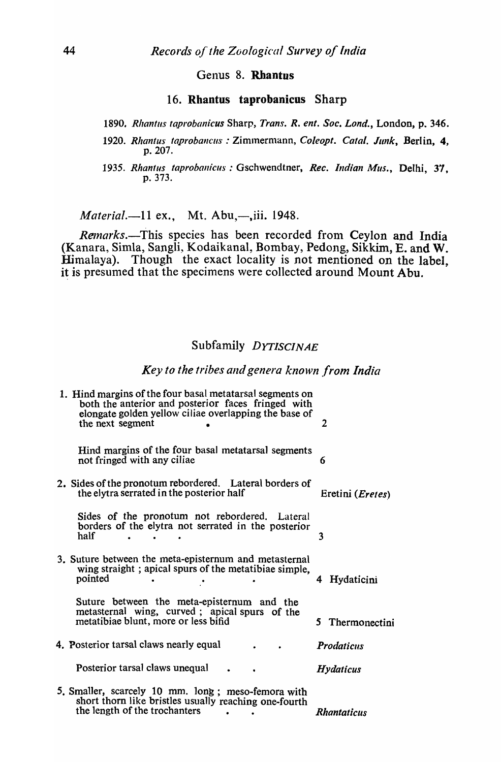## Genus 8. **Rhantus**

### 16. **Rhantus taprobanicus** Sharp

1890. *Rhantus taprobanicus* Sharp, *Trans. R. ent. Soc. Lond.*, London, p. 346.

1920. *Rhantus taprobancus* : Zimmermann, *Coleopt. Catal. Junk*, Berlin, 4, p. 207.

1935. *Rhantus taprobanicus* : Gschwendtner, *Rec. Indian Mus.*, Delhi, 37, p. 373.

*Material.*—11 ex., Mt. Abu,—,iii. 1948.

*Remarks.*—This species has been recorded from Ceylon and India (Kanara, Simla, Sangli, Kodaikanal, Bombay, Pedong, Sikkim, E. and W. Himalaya). Though the exact locality is not mentioned on the label, it is presumed that the specimens were collected around Mount Abu.

## Subfamily *DYTISCINAE*

### *Key to the tribes and genera known from India*

1. Hind margins of the four basal metatarsal segments on both the anterior and posterior faces fringed with elongate golden yellow ciliae overlapping the base of the next segment . . . 2

   Hind margins of the four basal metatarsal segments not fringed with any ciliae . . . 6

2. Sides of the pronotum rebordered. Lateral borders of the elytra serrated in the posterior half . . . Eretini (*Eretes*)

   Sides of the pronotum not rebordered. Lateral borders of the elytra not serrated in the posterior half . . . 3

3. Suture between the meta-episternum and metasternal wing straight ; apical spurs of the metatibiae simple, pointed . . . 4 Hydaticini

   Suture between the meta-episternum and the metasternal wing, curved ; apical spurs of the metatibiae blunt, more or less bifid . . . 5 Thermonectini

4. Posterior tarsal claws nearly equal . . . *Prodaticus*

   Posterior tarsal claws unequal . . . *Hydaticus*

5. Smaller, scarcely 10 mm. long ; meso-femora with short thorn like bristles usually reaching one-fourth the length of the trochanters . . . *Rhantaticus*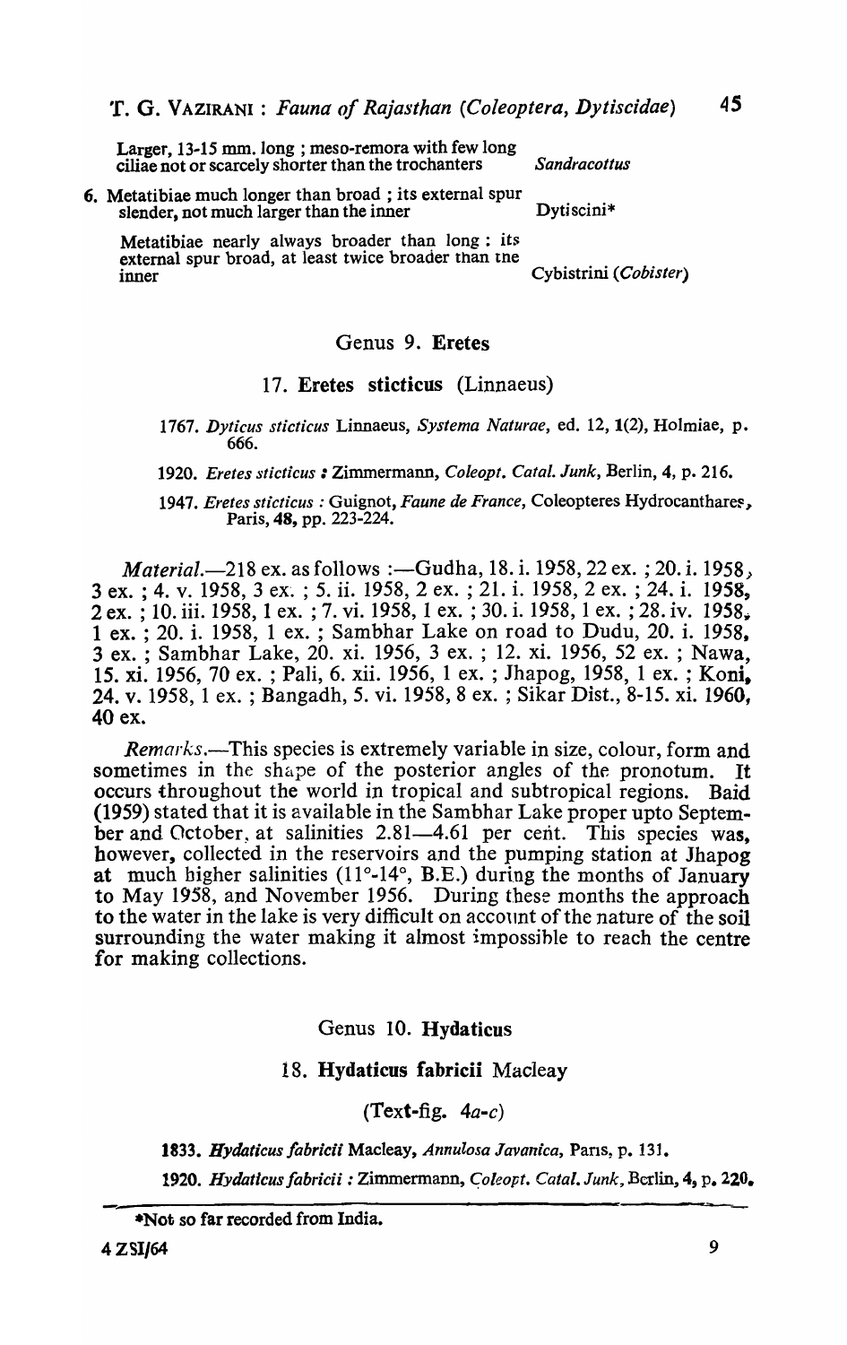Larger, 13-15 mm. long ; meso-remora with few long ciliae not or scarcely shorter than the trochanters — *Sandracottus*

6. Metatibiae much longer than broad ; its external spur slender, not much larger than the inner — Dytiscini*

   Metatibiae nearly always broader than long : its external spur broad, at least twice broader than the inner — Cybistrini (*Cobister*)

## Genus 9. **Eretes**

### 17. **Eretes sticticus** (Linnaeus)

1767. *Dyticus sticticus* Linnaeus, *Systema Naturae*, ed. 12, **1**(2), Holmiae, p. 666.

1920. *Eretes sticticus* : Zimmermann, *Coleopt. Catal. Junk*, Berlin, **4**, p. 216.

1947. *Eretes sticticus* : Guignot, *Faune de France*, Coleopteres Hydrocanthares, Paris, **48**, pp. 223-224.

*Material*.—218 ex. as follows :—Gudha, 18. i. 1958, 22 ex. ; 20. i. 1958, 3 ex. ; 4. v. 1958, 3 ex. ; 5. ii. 1958, 2 ex. ; 21. i. 1958, 2 ex. ; 24. i. 1958, 2 ex. ; 10. iii. 1958, 1 ex. ; 7. vi. 1958, 1 ex. ; 30. i. 1958, 1 ex. ; 28. iv. 1958, 1 ex. ; 20. i. 1958, 1 ex. ; Sambhar Lake on road to Dudu, 20. i. 1958, 3 ex. ; Sambhar Lake, 20. xi. 1956, 3 ex. ; 12. xi. 1956, 52 ex. ; Nawa, 15. xi. 1956, 70 ex. ; Pali, 6. xii. 1956, 1 ex. ; Jhapog, 1958, 1 ex. ; Koni, 24. v. 1958, 1 ex. ; Bangadh, 5. vi. 1958, 8 ex. ; Sikar Dist., 8-15. xi. 1960, 40 ex.

*Remarks*.—This species is extremely variable in size, colour, form and sometimes in the shape of the posterior angles of the pronotum. It occurs throughout the world in tropical and subtropical regions. Baid (1959) stated that it is available in the Sambhar Lake proper upto September and October, at salinities 2.81—4.61 per cent. This species was, however, collected in the reservoirs and the pumping station at Jhapog at much higher salinities (11°-14°, B.E.) during the months of January to May 1958, and November 1956. During these months the approach to the water in the lake is very difficult on account of the nature of the soil surrounding the water making it almost impossible to reach the centre for making collections.

## Genus 10. **Hydaticus**

### 18. **Hydaticus fabricii** Macleay

(Text-fig. 4*a-c*)

1833. *Hydaticus fabricii* Macleay, *Annulosa Javanica*, Paris, p. 131.

1920. *Hydaticus fabricii* : Zimmermann, *Coleopt. Catal. Junk*, Berlin, **4**, p. 220.

*Not so far recorded from India.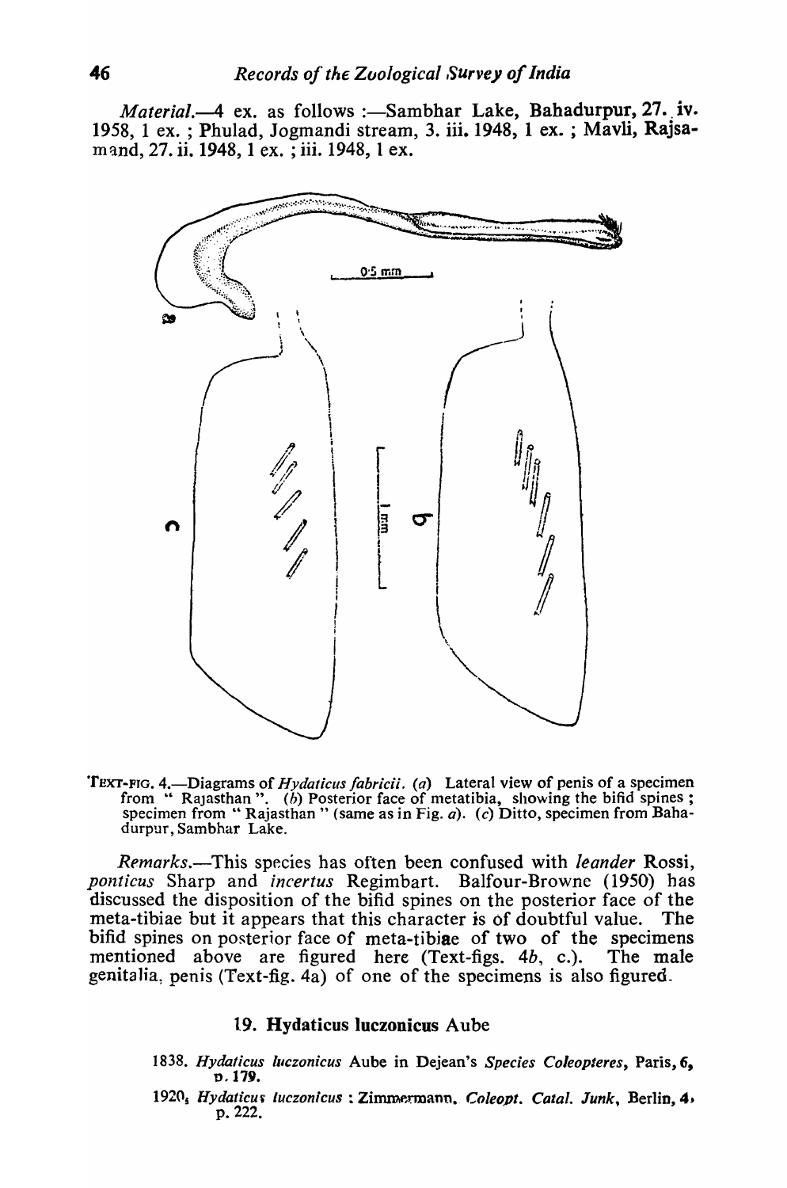*Material*.—4 ex. as follows :—Sambhar Lake, Bahadurpur, 27. iv. 1958, 1 ex. ; Phulad, Jogmandi stream, 3. iii. 1948, 1 ex. ; Mavli, Rajsamand, 27. ii. 1948, 1 ex. ; iii. 1948, 1 ex.

TEXT-FIG. 4.—Diagrams of *Hydaticus fabricii*. (*a*) Lateral view of penis of a specimen from " Rajasthan ". (*b*) Posterior face of metatibia, showing the bifid spines ; specimen from " Rajasthan " (same as in Fig. *a*). (*c*) Ditto, specimen from Bahadurpur, Sambhar Lake.

*Remarks*.—This species has often been confused with *leander* Rossi, *ponticus* Sharp and *incertus* Regimbart. Balfour-Browne (1950) has discussed the disposition of the bifid spines on the posterior face of the meta-tibiae but it appears that this character is of doubtful value. The bifid spines on posterior face of meta-tibiae of two of the specimens mentioned above are figured here (Text-figs. 4*b*, c.). The male genitalia, penis (Text-fig. 4a) of one of the specimens is also figured.

### 19. Hydaticus luczonicus Aube

1838. *Hydaticus luczonicus* Aube in Dejean's *Species Coleopteres*, Paris, **6**, p. **179**.

1920. *Hydaticus luczonicus* : Zimmermann. *Coleopt. Catal. Junk*, Berlin, **4**, p. 222.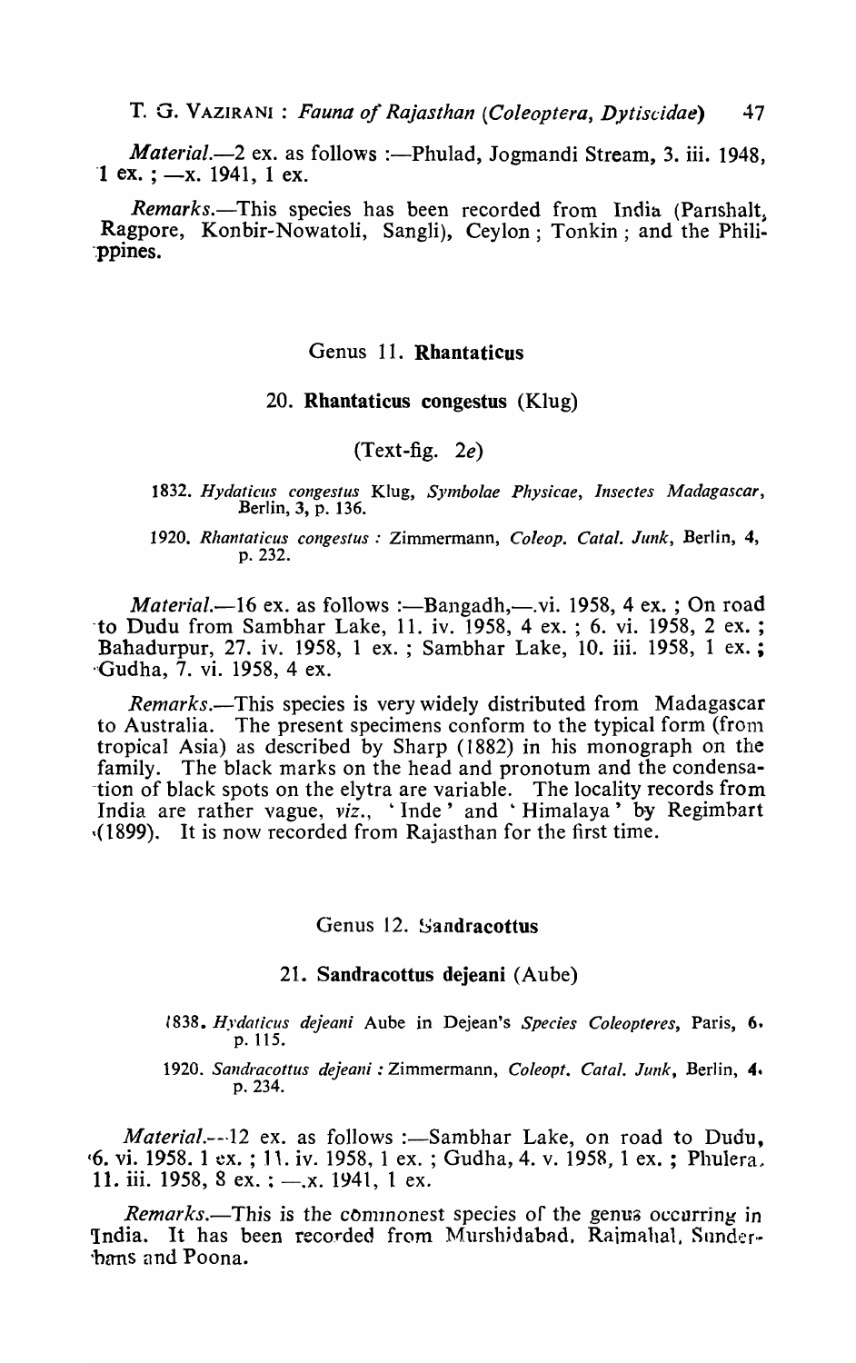*Material*.—2 ex. as follows :—Phulad, Jogmandi Stream, 3. iii. 1948, 1 ex. ; —x. 1941, 1 ex.

*Remarks*.—This species has been recorded from India (Parishalt, Ragpore, Konbir-Nowatoli, Sangli), Ceylon ; Tonkin ; and the Philippines.

## Genus 11. **Rhantaticus**

### 20. **Rhantaticus congestus** (Klug)

(Text-fig. 2*e*)

1832. *Hydaticus congestus* Klug, *Symbolae Physicae, Insectes Madagascar*, Berlin, 3, p. 136.

1920. *Rhantaticus congestus* : Zimmermann, *Coleop. Catal. Junk*, Berlin, 4, p. 232.

*Material*.—16 ex. as follows :—Bangadh,—.vi. 1958, 4 ex. ; On road to Dudu from Sambhar Lake, 11. iv. 1958, 4 ex. ; 6. vi. 1958, 2 ex. ; Bahadurpur, 27. iv. 1958, 1 ex. ; Sambhar Lake, 10. iii. 1958, 1 ex. ; Gudha, 7. vi. 1958, 4 ex.

*Remarks*.—This species is very widely distributed from Madagascar to Australia. The present specimens conform to the typical form (from tropical Asia) as described by Sharp (1882) in his monograph on the family. The black marks on the head and pronotum and the condensation of black spots on the elytra are variable. The locality records from India are rather vague, *viz*., 'Inde' and 'Himalaya' by Regimbart (1899). It is now recorded from Rajasthan for the first time.

## Genus 12. **Sandracottus**

### 21. **Sandracottus dejeani** (Aube)

1838. *Hydaticus dejeani* Aube in Dejean's *Species Coleopteres*, Paris, 6, p. 115.

1920. *Sandracottus dejeani* : Zimmermann, *Coleopt. Catal. Junk*, Berlin, 4, p. 234.

*Material*.—12 ex. as follows :—Sambhar Lake, on road to Dudu, 6. vi. 1958. 1 ex. ; 11. iv. 1958, 1 ex. ; Gudha, 4. v. 1958, 1 ex. ; Phulera, 11. iii. 1958, 8 ex. ; —.x. 1941, 1 ex.

*Remarks*.—This is the commonest species of the genus occurring in India. It has been recorded from Murshidabad, Rajmahal, Sunderbans and Poona.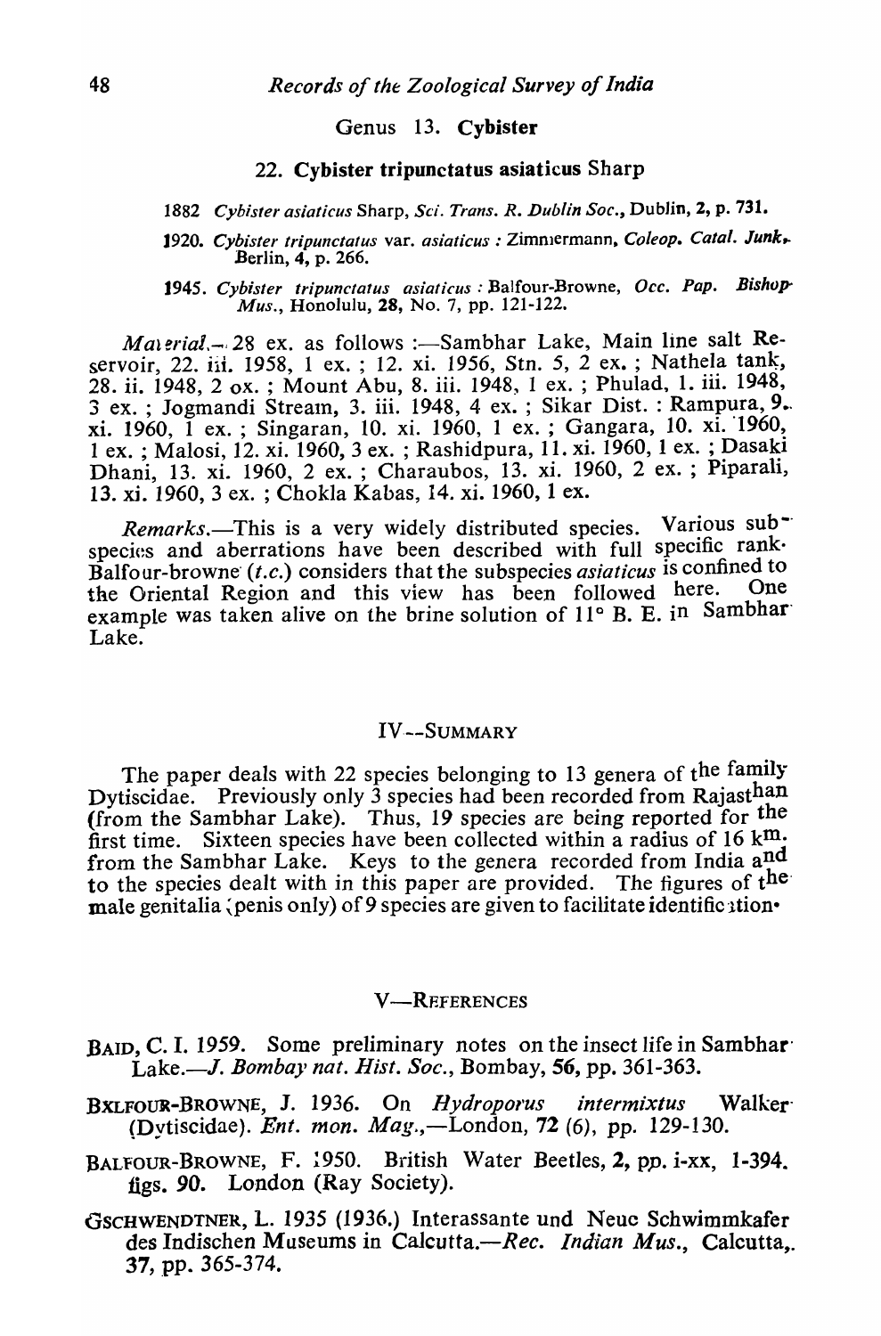## Genus 13. **Cybister**

### 22. **Cybister tripunctatus asiaticus** Sharp

1882 *Cybister asiaticus* Sharp, *Sci. Trans. R. Dublin Soc.*, Dublin, **2**, p. 731.

1920. *Cybister tripunctatus* var. *asiaticus* : Zimmermann, *Coleop. Catal. Junk*, Berlin, **4**, p. 266.

1945. *Cybister tripunctatus asiaticus* : Balfour-Browne, *Occ. Pap. Bishop Mus.*, Honolulu, **28**, No. 7, pp. 121-122.

*Material*.—28 ex. as follows :—Sambhar Lake, Main line salt Reservoir, 22. iii. 1958, 1 ex. ; 12. xi. 1956, Stn. 5, 2 ex. ; Nathela tank, 28. ii. 1948, 2 ex. ; Mount Abu, 8. iii. 1948, 1 ex. ; Phulad, 1. iii. 1948, 3 ex. ; Jogmandi Stream, 3. iii. 1948, 4 ex. ; Sikar Dist. : Rampura, 9. xi. 1960, 1 ex. ; Singaran, 10. xi. 1960, 1 ex. ; Gangara, 10. xi. 1960, 1 ex. ; Malosi, 12. xi. 1960, 3 ex. ; Rashidpura, 11. xi. 1960, 1 ex. ; Dasaki Dhani, 13. xi. 1960, 2 ex. ; Charaubos, 13. xi. 1960, 2 ex. ; Piparali, 13. xi. 1960, 3 ex. ; Chokla Kabas, 14. xi. 1960, 1 ex.

*Remarks*.—This is a very widely distributed species. Various subspecies and aberrations have been described with full specific rank. Balfour-browne (*t.c.*) considers that the subspecies *asiaticus* is confined to the Oriental Region and this view has been followed here. One example was taken alive on the brine solution of 11° B. E. in Sambhar Lake.

## IV—SUMMARY

The paper deals with 22 species belonging to 13 genera of the family Dytiscidae. Previously only 3 species had been recorded from Rajasthan (from the Sambhar Lake). Thus, 19 species are being reported for the first time. Sixteen species have been collected within a radius of 16 km. from the Sambhar Lake. Keys to the genera recorded from India and to the species dealt with in this paper are provided. The figures of the male genitalia (penis only) of 9 species are given to facilitate identification.

## V—REFERENCES

BAID, C. I. 1959. Some preliminary notes on the insect life in Sambhar Lake.—*J. Bombay nat. Hist. Soc.*, Bombay, **56**, pp. 361-363.

BALFOUR-BROWNE, J. 1936. On *Hydroporus intermixtus* Walker (Dytiscidae). *Ent. mon. Mag.*,—London, **72** (6), pp. 129-130.

BALFOUR-BROWNE, F. 1950. British Water Beetles, **2**, pp. i-xx, 1-394. figs. 90. London (Ray Society).

GSCHWENDTNER, L. 1935 (1936.) Interassante und Neue Schwimmkafer des Indischen Museums in Calcutta.—*Rec. Indian Mus.*, Calcutta, **37**, pp. 365-374.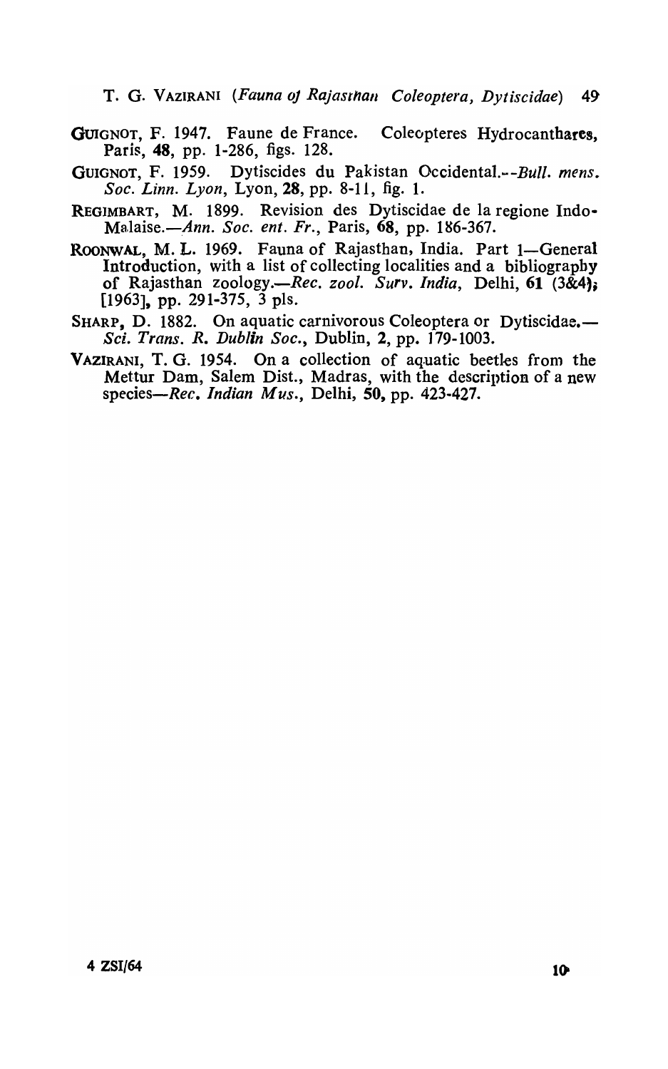GUIGNOT, F. 1947. Faune de France. Coleopteres Hydrocanthares, Paris, **48**, pp. 1-286, figs. 128.

GUIGNOT, F. 1959. Dytiscides du Pakistan Occidental.--*Bull. mens. Soc. Linn. Lyon*, Lyon, **28**, pp. 8-11, fig. 1.

REGIMBART, M. 1899. Revision des Dytiscidae de la regione Indo-Malaise.—*Ann. Soc. ent. Fr.*, Paris, **68**, pp. 186-367.

ROONWAL, M. L. 1969. Fauna of Rajasthan, India. Part 1—General Introduction, with a list of collecting localities and a bibliography of Rajasthan zoology.—*Rec. zool. Surv. India*, Delhi, **61** (3&4); [1963], pp. 291-375, 3 pls.

SHARP, D. 1882. On aquatic carnivorous Coleoptera or Dytiscidae.—*Sci. Trans. R. Dublin Soc.*, Dublin, **2**, pp. 179-1003.

VAZIRANI, T. G. 1954. On a collection of aquatic beetles from the Mettur Dam, Salem Dist., Madras, with the description of a new species—*Rec. Indian Mus.*, Delhi, **50**, pp. 423-427.